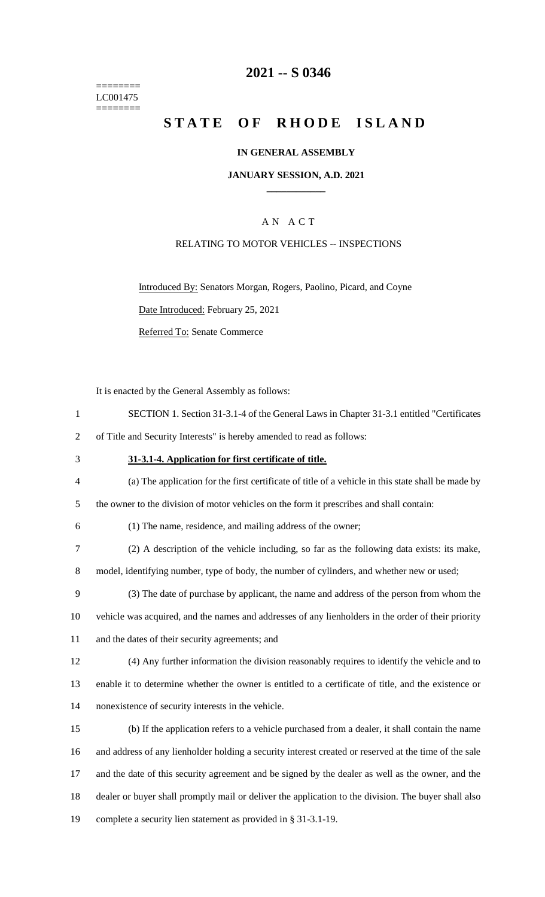========
LC001475
========

# 2021 -- S 0346

# STATE OF RHODE ISLAND

**IN GENERAL ASSEMBLY**

**JANUARY SESSION, A.D. 2021**

____________

A N A C T

RELATING TO MOTOR VEHICLES -- INSPECTIONS

Introduced By: Senators Morgan, Rogers, Paolino, Picard, and Coyne

Date Introduced: February 25, 2021

Referred To: Senate Commerce

It is enacted by the General Assembly as follows:

1 SECTION 1. Section 31-3.1-4 of the General Laws in Chapter 31-3.1 entitled "Certificates
2 of Title and Security Interests" is hereby amended to read as follows:

3 **31-3.1-4. Application for first certificate of title.**

4 (a) The application for the first certificate of title of a vehicle in this state shall be made by
5 the owner to the division of motor vehicles on the form it prescribes and shall contain:

6 (1) The name, residence, and mailing address of the owner;

7 (2) A description of the vehicle including, so far as the following data exists: its make,
8 model, identifying number, type of body, the number of cylinders, and whether new or used;

9 (3) The date of purchase by applicant, the name and address of the person from whom the
10 vehicle was acquired, and the names and addresses of any lienholders in the order of their priority
11 and the dates of their security agreements; and

12 (4) Any further information the division reasonably requires to identify the vehicle and to
13 enable it to determine whether the owner is entitled to a certificate of title, and the existence or
14 nonexistence of security interests in the vehicle.

15 (b) If the application refers to a vehicle purchased from a dealer, it shall contain the name
16 and address of any lienholder holding a security interest created or reserved at the time of the sale
17 and the date of this security agreement and be signed by the dealer as well as the owner, and the
18 dealer or buyer shall promptly mail or deliver the application to the division. The buyer shall also
19 complete a security lien statement as provided in § 31-3.1-19.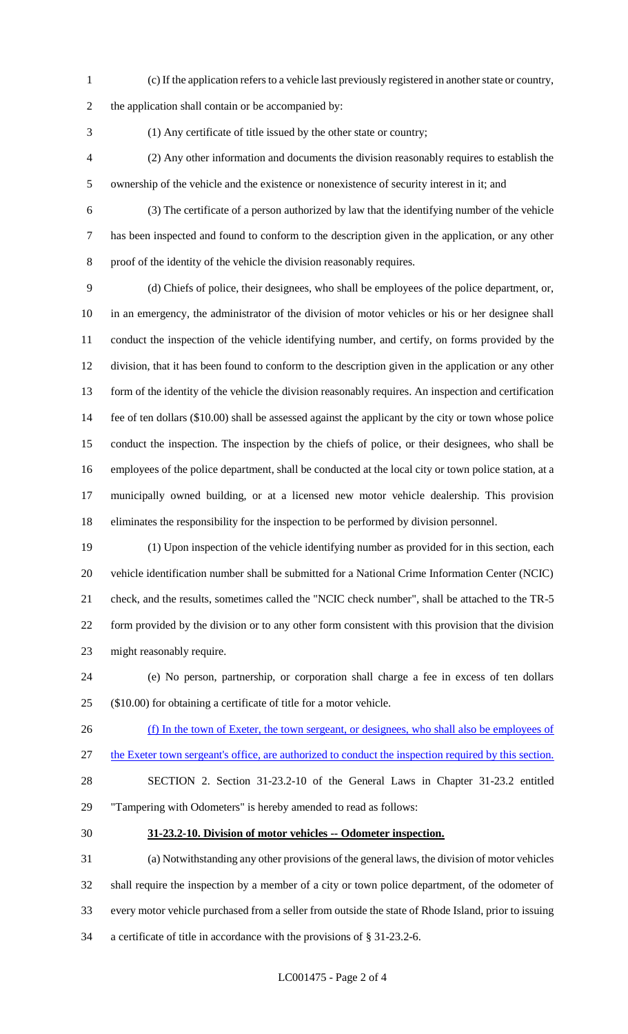(c) If the application refers to a vehicle last previously registered in another state or country, the application shall contain or be accompanied by:

(1) Any certificate of title issued by the other state or country;

(2) Any other information and documents the division reasonably requires to establish the ownership of the vehicle and the existence or nonexistence of security interest in it; and

(3) The certificate of a person authorized by law that the identifying number of the vehicle has been inspected and found to conform to the description given in the application, or any other proof of the identity of the vehicle the division reasonably requires.

(d) Chiefs of police, their designees, who shall be employees of the police department, or, in an emergency, the administrator of the division of motor vehicles or his or her designee shall conduct the inspection of the vehicle identifying number, and certify, on forms provided by the division, that it has been found to conform to the description given in the application or any other form of the identity of the vehicle the division reasonably requires. An inspection and certification fee of ten dollars ($10.00) shall be assessed against the applicant by the city or town whose police conduct the inspection. The inspection by the chiefs of police, or their designees, who shall be employees of the police department, shall be conducted at the local city or town police station, at a municipally owned building, or at a licensed new motor vehicle dealership. This provision eliminates the responsibility for the inspection to be performed by division personnel.

(1) Upon inspection of the vehicle identifying number as provided for in this section, each vehicle identification number shall be submitted for a National Crime Information Center (NCIC) check, and the results, sometimes called the "NCIC check number", shall be attached to the TR-5 form provided by the division or to any other form consistent with this provision that the division might reasonably require.

(e) No person, partnership, or corporation shall charge a fee in excess of ten dollars ($10.00) for obtaining a certificate of title for a motor vehicle.

<u>(f) In the town of Exeter, the town sergeant, or designees, who shall also be employees of the Exeter town sergeant's office, are authorized to conduct the inspection required by this section.</u>

SECTION 2. Section 31-23.2-10 of the General Laws in Chapter 31-23.2 entitled "Tampering with Odometers" is hereby amended to read as follows:

**<u>31-23.2-10. Division of motor vehicles -- Odometer inspection.</u>**

(a) Notwithstanding any other provisions of the general laws, the division of motor vehicles shall require the inspection by a member of a city or town police department, of the odometer of every motor vehicle purchased from a seller from outside the state of Rhode Island, prior to issuing a certificate of title in accordance with the provisions of § 31-23.2-6.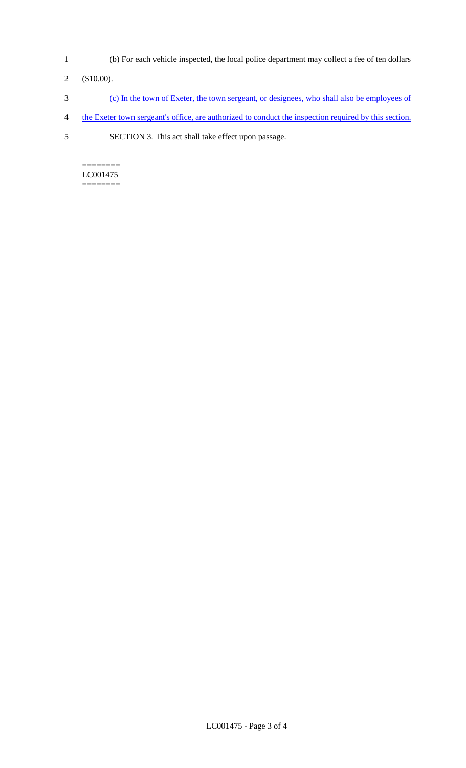(b) For each vehicle inspected, the local police department may collect a fee of ten dollars ($10.00).

(c) In the town of Exeter, the town sergeant, or designees, who shall also be employees of the Exeter town sergeant's office, are authorized to conduct the inspection required by this section.

SECTION 3. This act shall take effect upon passage.

========
LC001475
========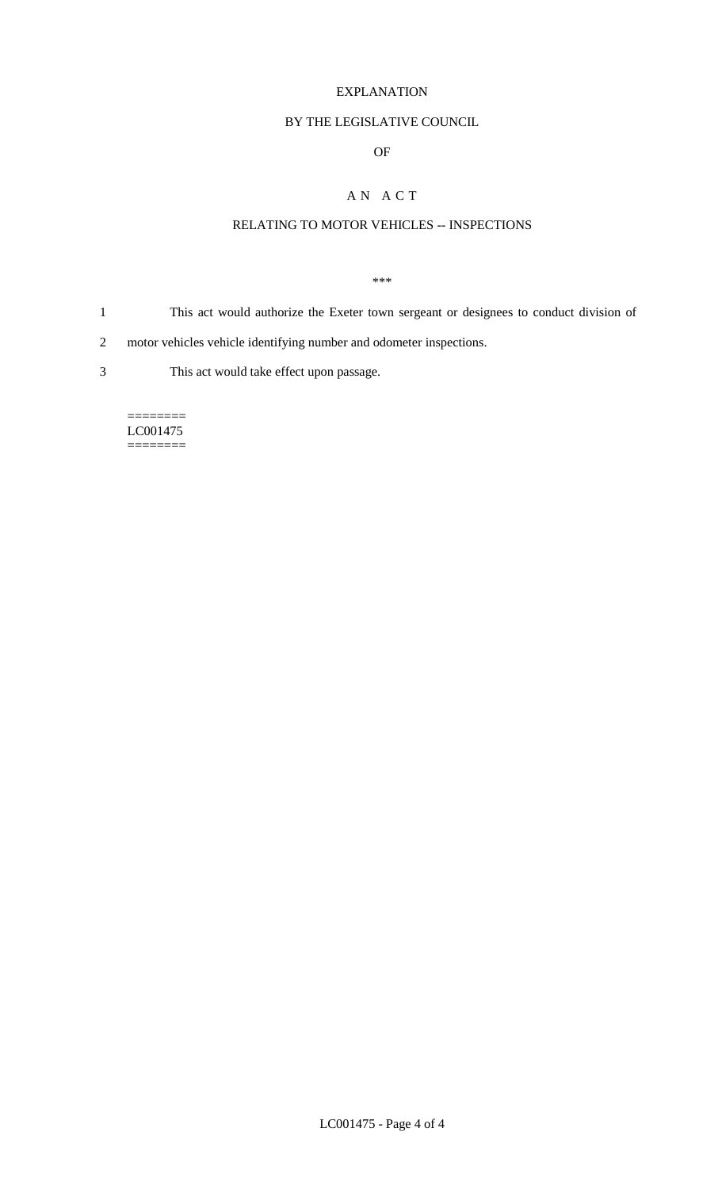EXPLANATION

BY THE LEGISLATIVE COUNCIL

OF

A N A C T

RELATING TO MOTOR VEHICLES -- INSPECTIONS

\*\*\*

1 This act would authorize the Exeter town sergeant or designees to conduct division of

2 motor vehicles vehicle identifying number and odometer inspections.

3 This act would take effect upon passage.

========
LC001475
========